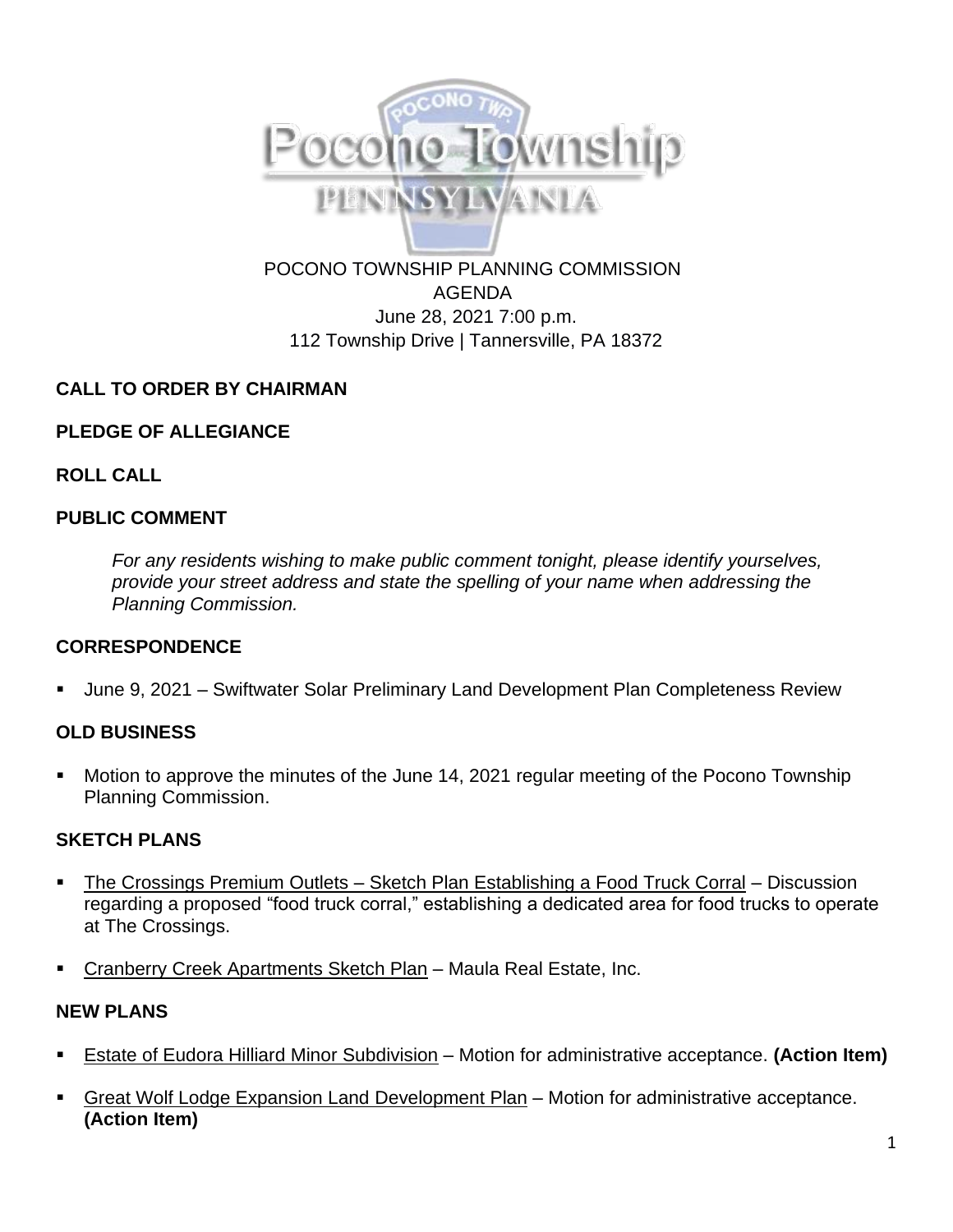POCONO TOWNSHIP PLANNING COMMISSION
AGENDA
June 28, 2021 7:00 p.m.
112 Township Drive | Tannersville, PA 18372

**CALL TO ORDER BY CHAIRMAN**

**PLEDGE OF ALLEGIANCE**

**ROLL CALL**

**PUBLIC COMMENT**

*For any residents wishing to make public comment tonight, please identify yourselves, provide your street address and state the spelling of your name when addressing the Planning Commission.*

**CORRESPONDENCE**

- June 9, 2021 – Swiftwater Solar Preliminary Land Development Plan Completeness Review

**OLD BUSINESS**

- Motion to approve the minutes of the June 14, 2021 regular meeting of the Pocono Township Planning Commission.

**SKETCH PLANS**

- The Crossings Premium Outlets – Sketch Plan Establishing a Food Truck Corral – Discussion regarding a proposed "food truck corral," establishing a dedicated area for food trucks to operate at The Crossings.
- Cranberry Creek Apartments Sketch Plan – Maula Real Estate, Inc.

**NEW PLANS**

- Estate of Eudora Hilliard Minor Subdivision – Motion for administrative acceptance. **(Action Item)**
- Great Wolf Lodge Expansion Land Development Plan – Motion for administrative acceptance. **(Action Item)**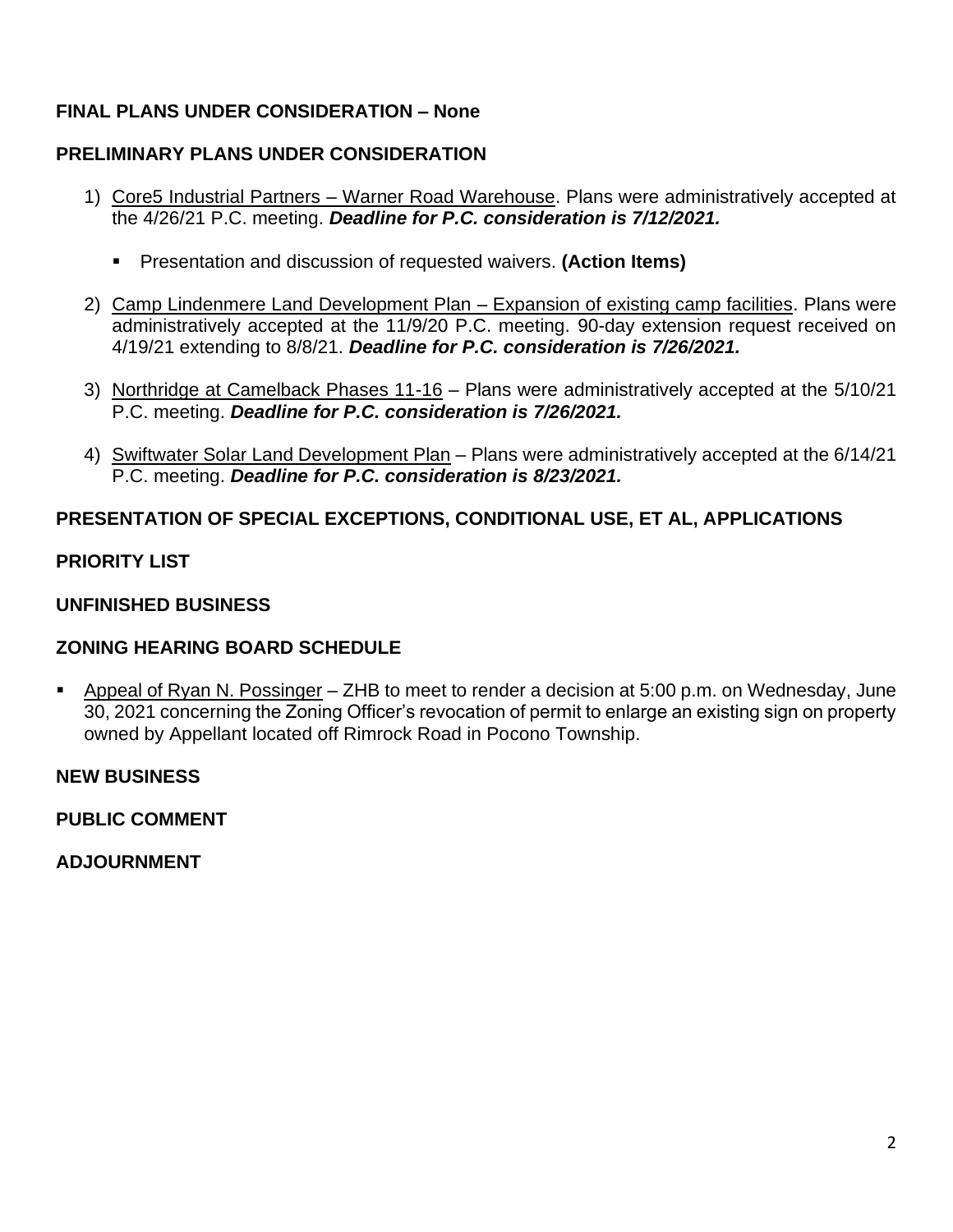**FINAL PLANS UNDER CONSIDERATION – None**

**PRELIMINARY PLANS UNDER CONSIDERATION**

1) Core5 Industrial Partners – Warner Road Warehouse. Plans were administratively accepted at the 4/26/21 P.C. meeting. ***Deadline for P.C. consideration is 7/12/2021.***

   - Presentation and discussion of requested waivers. **(Action Items)**

2) Camp Lindenmere Land Development Plan – Expansion of existing camp facilities. Plans were administratively accepted at the 11/9/20 P.C. meeting. 90-day extension request received on 4/19/21 extending to 8/8/21. ***Deadline for P.C. consideration is 7/26/2021.***

3) Northridge at Camelback Phases 11-16 – Plans were administratively accepted at the 5/10/21 P.C. meeting. ***Deadline for P.C. consideration is 7/26/2021.***

4) Swiftwater Solar Land Development Plan – Plans were administratively accepted at the 6/14/21 P.C. meeting. ***Deadline for P.C. consideration is 8/23/2021.***

**PRESENTATION OF SPECIAL EXCEPTIONS, CONDITIONAL USE, ET AL, APPLICATIONS**

**PRIORITY LIST**

**UNFINISHED BUSINESS**

**ZONING HEARING BOARD SCHEDULE**

- Appeal of Ryan N. Possinger – ZHB to meet to render a decision at 5:00 p.m. on Wednesday, June 30, 2021 concerning the Zoning Officer's revocation of permit to enlarge an existing sign on property owned by Appellant located off Rimrock Road in Pocono Township.

**NEW BUSINESS**

**PUBLIC COMMENT**

**ADJOURNMENT**